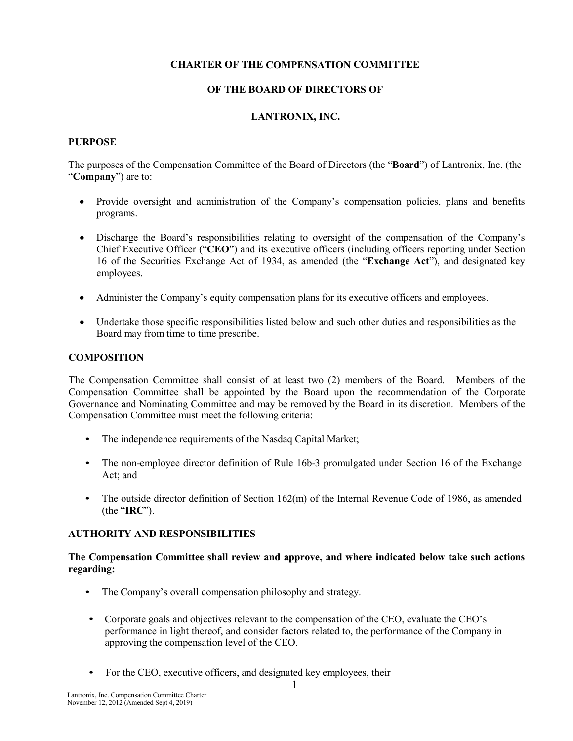# CHARTER OF THE COMPENSATION COMMITTEE

# OF THE BOARD OF DIRECTORS OF

# LANTRONIX, INC.

## PURPOSE

The purposes of the Compensation Committee of the Board of Directors (the "**Board**") of Lantronix, Inc. (the "**Company**") are to:

- Provide oversight and administration of the Company's compensation policies, plans and benefits programs.
- Discharge the Board's responsibilities relating to oversight of the compensation of the Company's Chief Executive Officer ("**CEO**") and its executive officers (including officers reporting under Section 16 of the Securities Exchange Act of 1934, as amended (the "**Exchange Act**"), and designated key employees.
- Administer the Company's equity compensation plans for its executive officers and employees.
- Undertake those specific responsibilities listed below and such other duties and responsibilities as the Board may from time to time prescribe.

## COMPOSITION

The Compensation Committee shall consist of at least two (2) members of the Board. Members of the Compensation Committee shall be appointed by the Board upon the recommendation of the Corporate Governance and Nominating Committee and may be removed by the Board in its discretion. Members of the Compensation Committee must meet the following criteria:

- The independence requirements of the Nasdaq Capital Market;
- The non-employee director definition of Rule 16b-3 promulgated under Section 16 of the Exchange Act; and
- The outside director definition of Section 162(m) of the Internal Revenue Code of 1986, as amended (the "**IRC**").

## AUTHORITY AND RESPONSIBILITIES

**The Compensation Committee shall review and approve, and where indicated below take such actions regarding:**

- The Company's overall compensation philosophy and strategy.
- Corporate goals and objectives relevant to the compensation of the CEO, evaluate the CEO's performance in light thereof, and consider factors related to, the performance of the Company in approving the compensation level of the CEO.
- For the CEO, executive officers, and designated key employees, their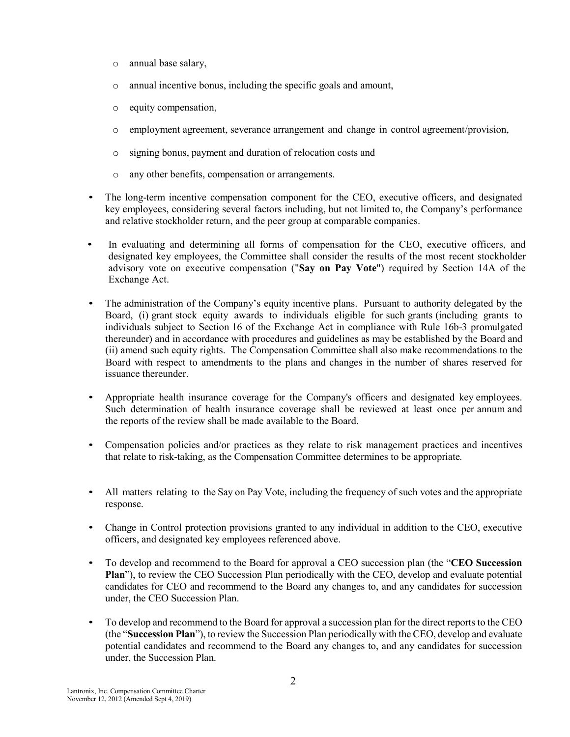- annual base salary,
  - annual incentive bonus, including the specific goals and amount,
  - equity compensation,
  - employment agreement, severance arrangement and change in control agreement/provision,
  - signing bonus, payment and duration of relocation costs and
  - any other benefits, compensation or arrangements.

- The long-term incentive compensation component for the CEO, executive officers, and designated key employees, considering several factors including, but not limited to, the Company's performance and relative stockholder return, and the peer group at comparable companies.

- In evaluating and determining all forms of compensation for the CEO, executive officers, and designated key employees, the Committee shall consider the results of the most recent stockholder advisory vote on executive compensation ("**Say on Pay Vote**") required by Section 14A of the Exchange Act.

- The administration of the Company's equity incentive plans. Pursuant to authority delegated by the Board, (i) grant stock equity awards to individuals eligible for such grants (including grants to individuals subject to Section 16 of the Exchange Act in compliance with Rule 16b-3 promulgated thereunder) and in accordance with procedures and guidelines as may be established by the Board and (ii) amend such equity rights. The Compensation Committee shall also make recommendations to the Board with respect to amendments to the plans and changes in the number of shares reserved for issuance thereunder.

- Appropriate health insurance coverage for the Company's officers and designated key employees. Such determination of health insurance coverage shall be reviewed at least once per annum and the reports of the review shall be made available to the Board.

- Compensation policies and/or practices as they relate to risk management practices and incentives that relate to risk-taking, as the Compensation Committee determines to be appropriate.

- All matters relating to the Say on Pay Vote, including the frequency of such votes and the appropriate response.

- Change in Control protection provisions granted to any individual in addition to the CEO, executive officers, and designated key employees referenced above.

- To develop and recommend to the Board for approval a CEO succession plan (the "**CEO Succession Plan**"), to review the CEO Succession Plan periodically with the CEO, develop and evaluate potential candidates for CEO and recommend to the Board any changes to, and any candidates for succession under, the CEO Succession Plan.

- To develop and recommend to the Board for approval a succession plan for the direct reports to the CEO (the "**Succession Plan**"), to review the Succession Plan periodically with the CEO, develop and evaluate potential candidates and recommend to the Board any changes to, and any candidates for succession under, the Succession Plan.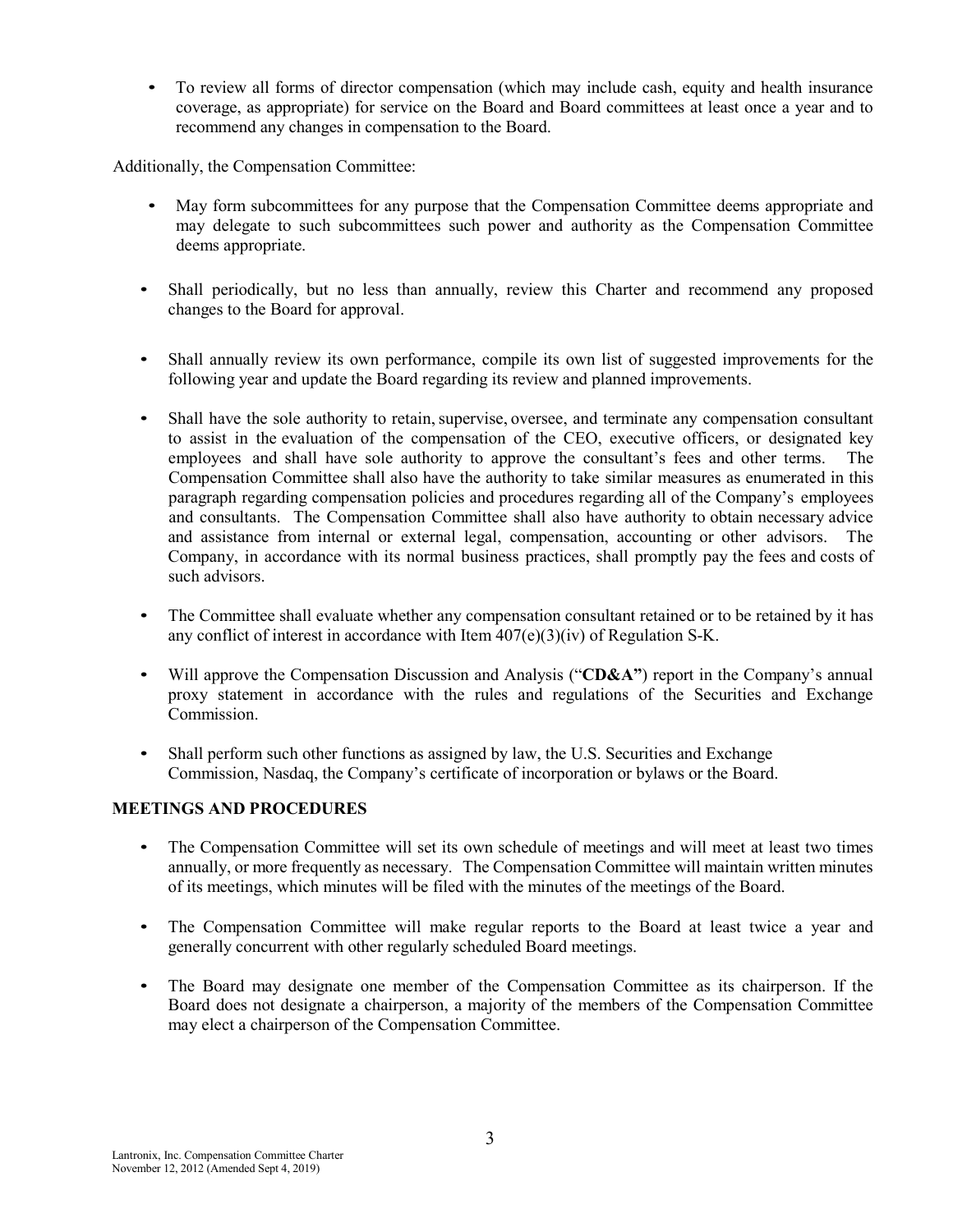- To review all forms of director compensation (which may include cash, equity and health insurance coverage, as appropriate) for service on the Board and Board committees at least once a year and to recommend any changes in compensation to the Board.

Additionally, the Compensation Committee:

- May form subcommittees for any purpose that the Compensation Committee deems appropriate and may delegate to such subcommittees such power and authority as the Compensation Committee deems appropriate.
- Shall periodically, but no less than annually, review this Charter and recommend any proposed changes to the Board for approval.
- Shall annually review its own performance, compile its own list of suggested improvements for the following year and update the Board regarding its review and planned improvements.
- Shall have the sole authority to retain, supervise, oversee, and terminate any compensation consultant to assist in the evaluation of the compensation of the CEO, executive officers, or designated key employees and shall have sole authority to approve the consultant's fees and other terms. The Compensation Committee shall also have the authority to take similar measures as enumerated in this paragraph regarding compensation policies and procedures regarding all of the Company's employees and consultants. The Compensation Committee shall also have authority to obtain necessary advice and assistance from internal or external legal, compensation, accounting or other advisors. The Company, in accordance with its normal business practices, shall promptly pay the fees and costs of such advisors.
- The Committee shall evaluate whether any compensation consultant retained or to be retained by it has any conflict of interest in accordance with Item 407(e)(3)(iv) of Regulation S-K.
- Will approve the Compensation Discussion and Analysis ("**CD&A"**) report in the Company's annual proxy statement in accordance with the rules and regulations of the Securities and Exchange Commission.
- Shall perform such other functions as assigned by law, the U.S. Securities and Exchange Commission, Nasdaq, the Company's certificate of incorporation or bylaws or the Board.

## MEETINGS AND PROCEDURES

- The Compensation Committee will set its own schedule of meetings and will meet at least two times annually, or more frequently as necessary. The Compensation Committee will maintain written minutes of its meetings, which minutes will be filed with the minutes of the meetings of the Board.
- The Compensation Committee will make regular reports to the Board at least twice a year and generally concurrent with other regularly scheduled Board meetings.
- The Board may designate one member of the Compensation Committee as its chairperson. If the Board does not designate a chairperson, a majority of the members of the Compensation Committee may elect a chairperson of the Compensation Committee.